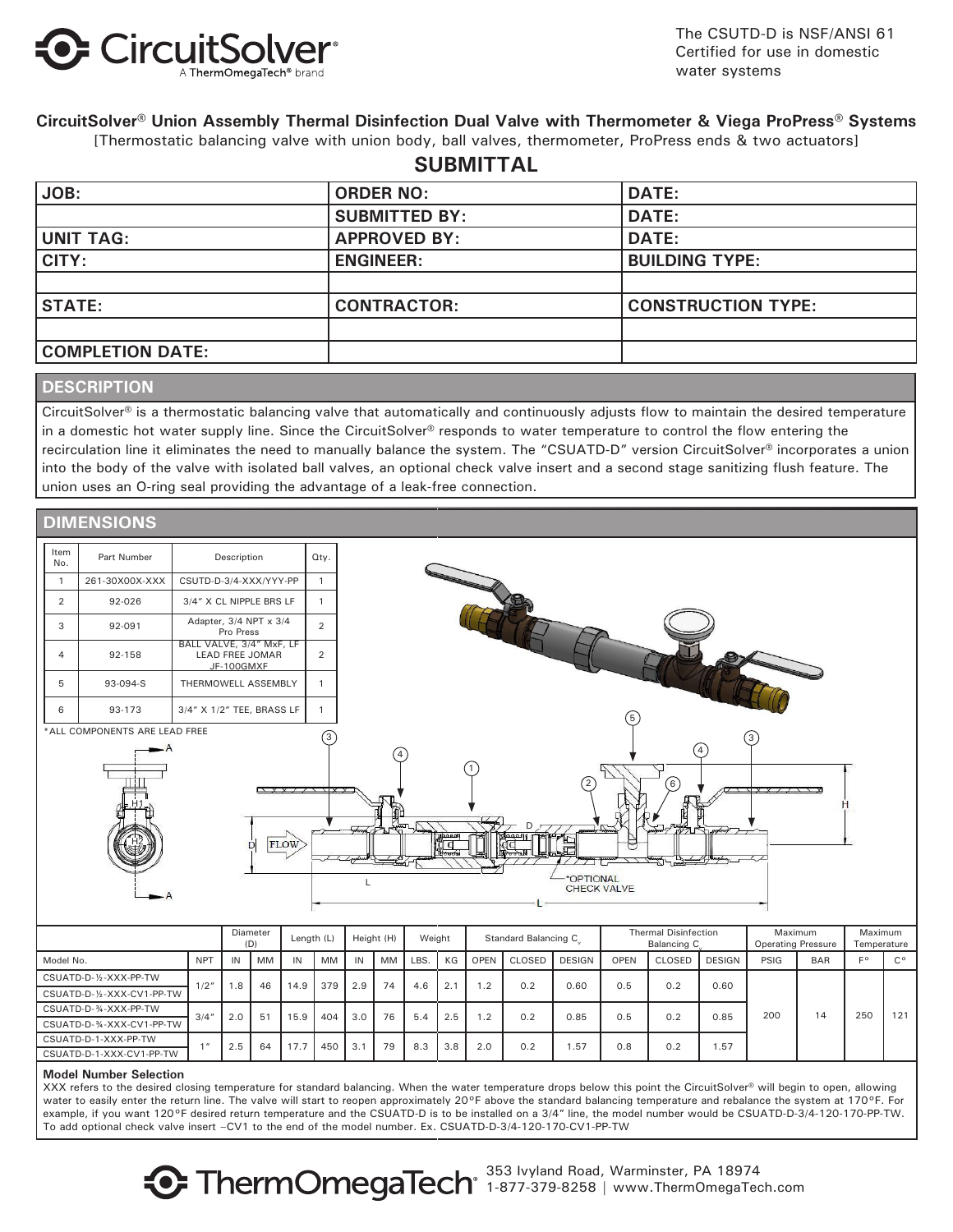The CSUTD-D is NSF/ANSI 61 Certified for use in domestic water systems

## CircuitSolver® Union Assembly Thermal Disinfection Dual Valve with Thermometer & Viega ProPress® Systems

[Thermostatic balancing valve with union body, ball valves, thermometer, ProPress ends & two actuators]

# SUBMITTAL

| JOB: | ORDER NO: | DATE: |
|---|---|---|
| | SUBMITTED BY: | DATE: |
| UNIT TAG: | APPROVED BY: | DATE: |
| CITY: | ENGINEER: | BUILDING TYPE: |
| | | |
| STATE: | CONTRACTOR: | CONSTRUCTION TYPE: |
| | | |
| COMPLETION DATE: | | |

## DESCRIPTION

CircuitSolver® is a thermostatic balancing valve that automatically and continuously adjusts flow to maintain the desired temperature in a domestic hot water supply line. Since the CircuitSolver® responds to water temperature to control the flow entering the recirculation line it eliminates the need to manually balance the system. The "CSUATD-D" version CircuitSolver® incorporates a union into the body of the valve with isolated ball valves, an optional check valve insert and a second stage sanitizing flush feature. The union uses an O-ring seal providing the advantage of a leak-free connection.

## DIMENSIONS

| Item No. | Part Number | Description | Qty. |
|---|---|---|---|
| 1 | 261-30X00X-XXX | CSUTD-D-3/4-XXX/YYY-PP | 1 |
| 2 | 92-026 | 3/4" X CL NIPPLE BRS LF | 1 |
| 3 | 92-091 | Adapter, 3/4 NPT x 3/4 Pro Press | 2 |
| 4 | 92-158 | BALL VALVE, 3/4" MxF, LF LEAD FREE JOMAR JF-100GMXF | 2 |
| 5 | 93-094-S | THERMOWELL ASSEMBLY | 1 |
| 6 | 93-173 | 3/4" X 1/2" TEE, BRASS LF | 1 |

*ALL COMPONENTS ARE LEAD FREE

*OPTIONAL CHECK VALVE

| | | Diameter (D) | | Length (L) | | Height (H) | | Weight | | Standard Balancing $C_v$ | | | Thermal Disinfection Balancing $C_v$ | | | Maximum Operating Pressure | | Maximum Temperature | |
|---|---|---|---|---|---|---|---|---|---|---|---|---|---|---|---|---|---|---|---|
| Model No. | NPT | IN | MM | IN | MM | IN | MM | LBS. | KG | OPEN | CLOSED | DESIGN | OPEN | CLOSED | DESIGN | PSIG | BAR | F° | C° |
| CSUATD-D-½-XXX-PP-TW | 1/2" | 1.8 | 46 | 14.9 | 379 | 2.9 | 74 | 4.6 | 2.1 | 1.2 | 0.2 | 0.60 | 0.5 | 0.2 | 0.60 | 200 | 14 | 250 | 121 |
| CSUATD-D-½-XXX-CV1-PP-TW | | | | | | | | | | | | | | | | | | | |
| CSUATD-D-¾-XXX-PP-TW | 3/4" | 2.0 | 51 | 15.9 | 404 | 3.0 | 76 | 5.4 | 2.5 | 1.2 | 0.2 | 0.85 | 0.5 | 0.2 | 0.85 | | | | |
| CSUATD-D-¾-XXX-CV1-PP-TW | | | | | | | | | | | | | | | | | | | |
| CSUATD-D-1-XXX-PP-TW | 1" | 2.5 | 64 | 17.7 | 450 | 3.1 | 79 | 8.3 | 3.8 | 2.0 | 0.2 | 1.57 | 0.8 | 0.2 | 1.57 | | | | |
| CSUATD-D-1-XXX-CV1-PP-TW | | | | | | | | | | | | | | | | | | | |

**Model Number Selection**

XXX refers to the desired closing temperature for standard balancing. When the water temperature drops below this point the CircuitSolver® will begin to open, allowing water to easily enter the return line. The valve will start to reopen approximately 20°F above the standard balancing temperature and rebalance the system at 170°F. For example, if you want 120°F desired return temperature and the CSUATD-D is to be installed on a 3/4" line, the model number would be CSUATD-D-3/4-120-170-PP-TW. To add optional check valve insert –CV1 to the end of the model number. Ex. CSUATD-D-3/4-120-170-CV1-PP-TW

ThermOmegaTech® 353 Ivyland Road, Warminster, PA 18974 1-877-379-8258 | www.ThermOmegaTech.com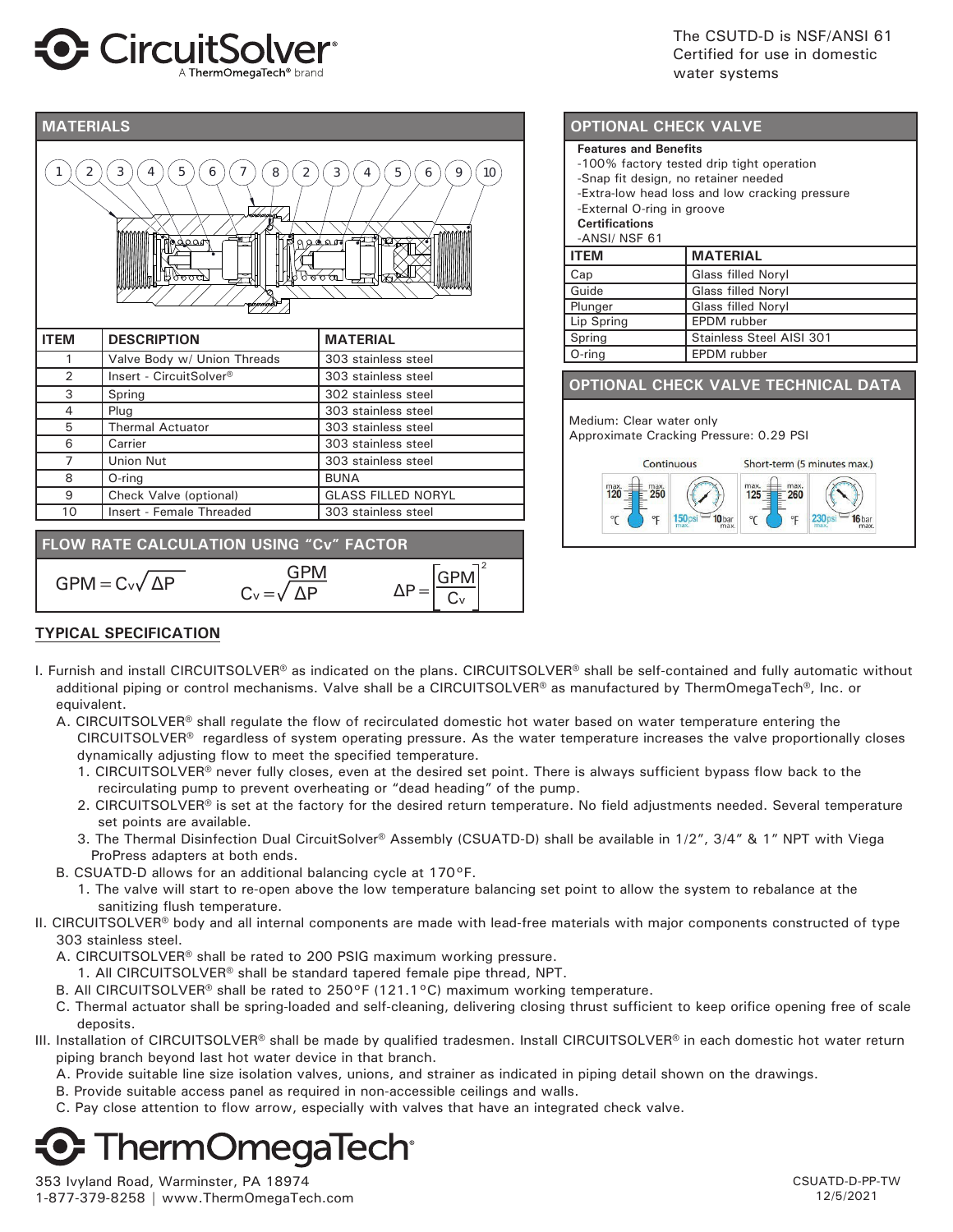The CSUTD-D is NSF/ANSI 61 Certified for use in domestic water systems

## MATERIALS

1 2 3 4 5 6 7 8 2 3 4 5 6 9 10

| ITEM | DESCRIPTION | MATERIAL |
|---|---|---|
| 1 | Valve Body w/ Union Threads | 303 stainless steel |
| 2 | Insert - CircuitSolver® | 303 stainless steel |
| 3 | Spring | 302 stainless steel |
| 4 | Plug | 303 stainless steel |
| 5 | Thermal Actuator | 303 stainless steel |
| 6 | Carrier | 303 stainless steel |
| 7 | Union Nut | 303 stainless steel |
| 8 | O-ring | BUNA |
| 9 | Check Valve (optional) | GLASS FILLED NORYL |
| 10 | Insert - Female Threaded | 303 stainless steel |

## FLOW RATE CALCULATION USING "Cv" FACTOR

$$GPM = C_v\sqrt{\Delta P} \qquad C_v = \sqrt{\frac{GPM}{\Delta P}} \qquad \Delta P = \left[\frac{GPM}{C_v}\right]^2$$

## OPTIONAL CHECK VALVE

**Features and Benefits**

- 100% factory tested drip tight operation
- Snap fit design, no retainer needed
- Extra-low head loss and low cracking pressure
- External O-ring in groove

**Certifications**

- ANSI/ NSF 61

| ITEM | MATERIAL |
|---|---|
| Cap | Glass filled Noryl |
| Guide | Glass filled Noryl |
| Plunger | Glass filled Noryl |
| Lip Spring | EPDM rubber |
| Spring | Stainless Steel AISI 301 |
| O-ring | EPDM rubber |

## OPTIONAL CHECK VALVE TECHNICAL DATA

Medium: Clear water only

Approximate Cracking Pressure: 0.29 PSI

Continuous

max. 120 °C max. 250 °F

150psi max. 10bar max.

Short-term (5 minutes max.)

max. 125 °C max. 260 °F

230psi max. 16bar max.

## TYPICAL SPECIFICATION

I. Furnish and install CIRCUITSOLVER® as indicated on the plans. CIRCUITSOLVER® shall be self-contained and fully automatic without additional piping or control mechanisms. Valve shall be a CIRCUITSOLVER® as manufactured by ThermOmegaTech®, Inc. or equivalent.

   A. CIRCUITSOLVER® shall regulate the flow of recirculated domestic hot water based on water temperature entering the CIRCUITSOLVER® regardless of system operating pressure. As the water temperature increases the valve proportionally closes dynamically adjusting flow to meet the specified temperature.

      1. CIRCUITSOLVER® never fully closes, even at the desired set point. There is always sufficient bypass flow back to the recirculating pump to prevent overheating or "dead heading" of the pump.
      2. CIRCUITSOLVER® is set at the factory for the desired return temperature. No field adjustments needed. Several temperature set points are available.
      3. The Thermal Disinfection Dual CircuitSolver® Assembly (CSUATD-D) shall be available in 1/2", 3/4" & 1" NPT with Viega ProPress adapters at both ends.

   B. CSUATD-D allows for an additional balancing cycle at 170°F.

      1. The valve will start to re-open above the low temperature balancing set point to allow the system to rebalance at the sanitizing flush temperature.

II. CIRCUITSOLVER® body and all internal components are made with lead-free materials with major components constructed of type 303 stainless steel.

   A. CIRCUITSOLVER® shall be rated to 200 PSIG maximum working pressure.

      1. All CIRCUITSOLVER® shall be standard tapered female pipe thread, NPT.

   B. All CIRCUITSOLVER® shall be rated to 250°F (121.1°C) maximum working temperature.

   C. Thermal actuator shall be spring-loaded and self-cleaning, delivering closing thrust sufficient to keep orifice opening free of scale deposits.

III. Installation of CIRCUITSOLVER® shall be made by qualified tradesmen. Install CIRCUITSOLVER® in each domestic hot water return piping branch beyond last hot water device in that branch.

   A. Provide suitable line size isolation valves, unions, and strainer as indicated in piping detail shown on the drawings.

   B. Provide suitable access panel as required in non-accessible ceilings and walls.

   C. Pay close attention to flow arrow, especially with valves that have an integrated check valve.

ThermOmegaTech®

353 Ivyland Road, Warminster, PA 18974
1-877-379-8258 | www.ThermOmegaTech.com

CSUATD-D-PP-TW
12/5/2021